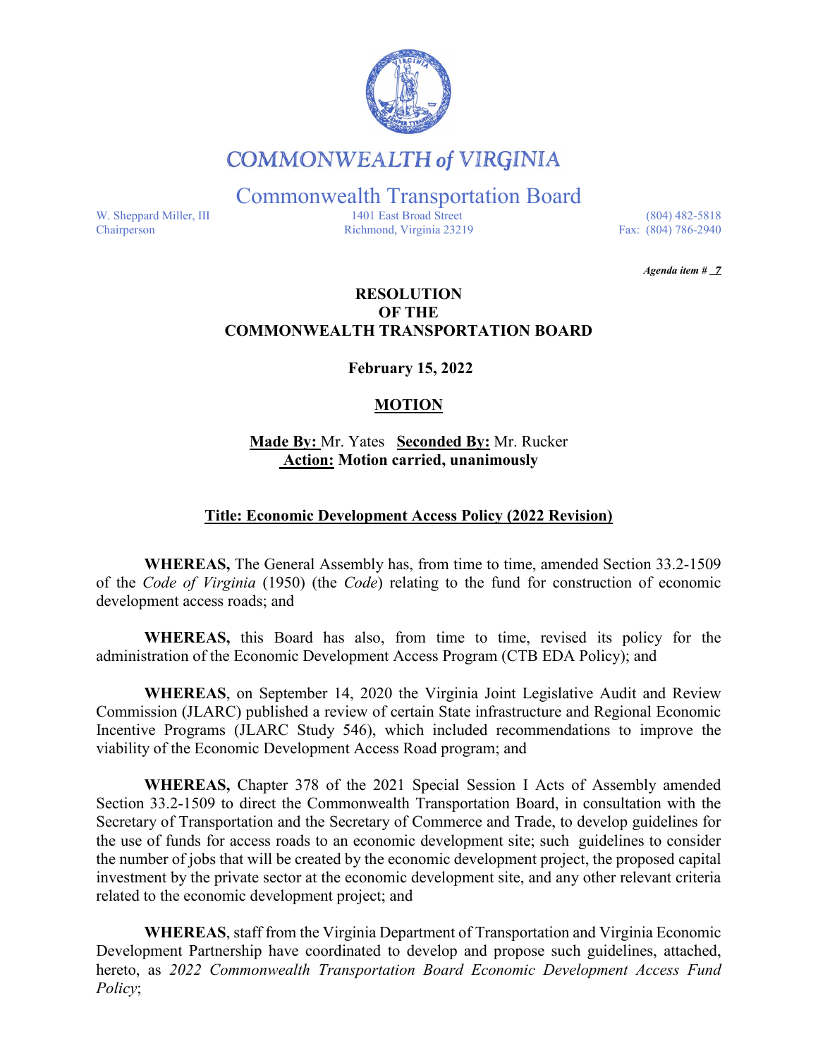# COMMONWEALTH of VIRGINIA

## Commonwealth Transportation Board

W. Sheppard Miller, III
Chairperson

1401 East Broad Street
Richmond, Virginia 23219

(804) 482-5818
Fax: (804) 786-2940

*Agenda item # 7*

**RESOLUTION**
**OF THE**
**COMMONWEALTH TRANSPORTATION BOARD**

**February 15, 2022**

**MOTION**

**Made By:** Mr. Yates **Seconded By:** Mr. Rucker
**Action: Motion carried, unanimously**

**Title: Economic Development Access Policy (2022 Revision)**

**WHEREAS,** The General Assembly has, from time to time, amended Section 33.2-1509 of the *Code of Virginia* (1950) (the *Code*) relating to the fund for construction of economic development access roads; and

**WHEREAS,** this Board has also, from time to time, revised its policy for the administration of the Economic Development Access Program (CTB EDA Policy); and

**WHEREAS**, on September 14, 2020 the Virginia Joint Legislative Audit and Review Commission (JLARC) published a review of certain State infrastructure and Regional Economic Incentive Programs (JLARC Study 546), which included recommendations to improve the viability of the Economic Development Access Road program; and

**WHEREAS,** Chapter 378 of the 2021 Special Session I Acts of Assembly amended Section 33.2-1509 to direct the Commonwealth Transportation Board, in consultation with the Secretary of Transportation and the Secretary of Commerce and Trade, to develop guidelines for the use of funds for access roads to an economic development site; such guidelines to consider the number of jobs that will be created by the economic development project, the proposed capital investment by the private sector at the economic development site, and any other relevant criteria related to the economic development project; and

**WHEREAS**, staff from the Virginia Department of Transportation and Virginia Economic Development Partnership have coordinated to develop and propose such guidelines, attached, hereto, as *2022 Commonwealth Transportation Board Economic Development Access Fund Policy*;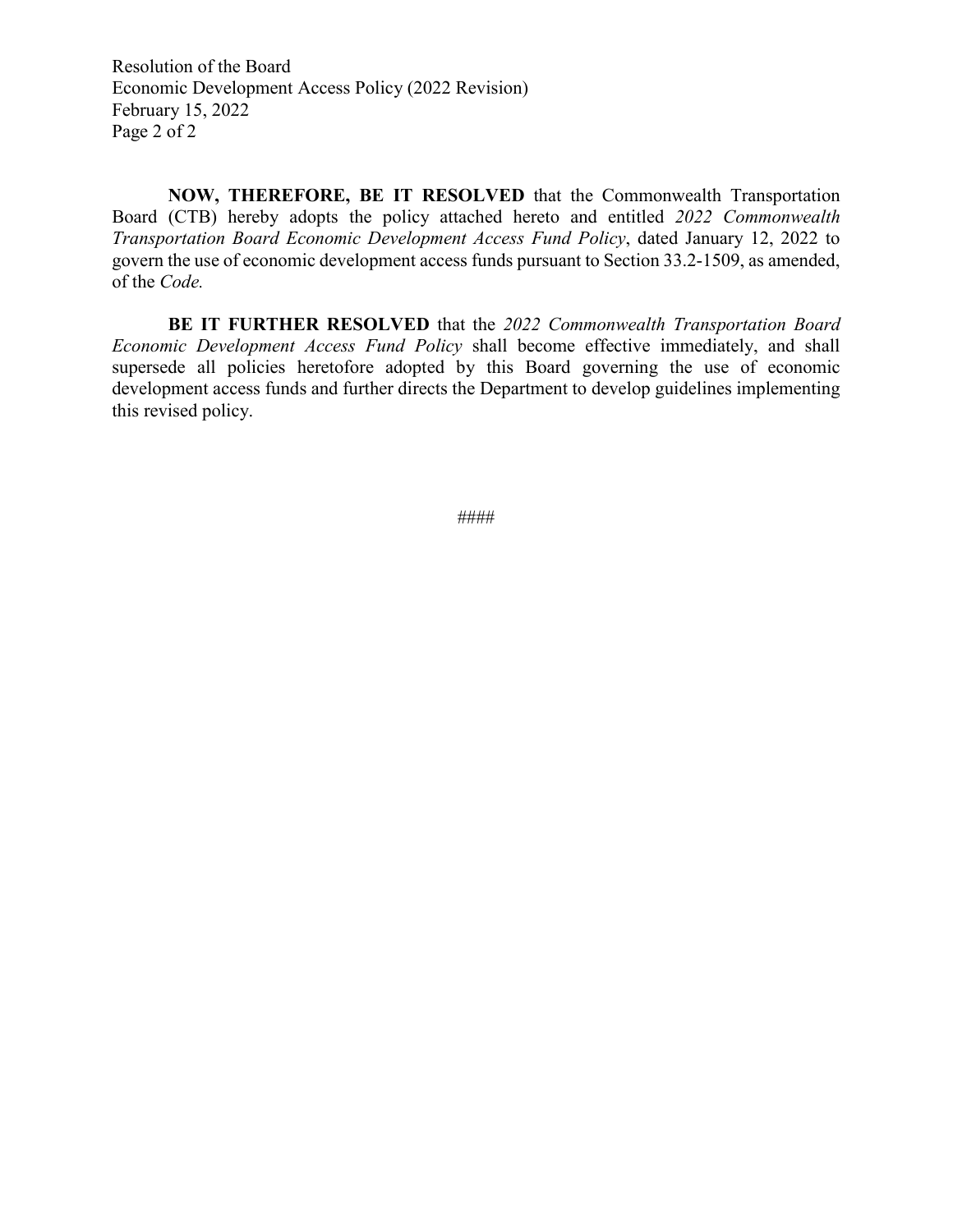**NOW, THEREFORE, BE IT RESOLVED** that the Commonwealth Transportation Board (CTB) hereby adopts the policy attached hereto and entitled *2022 Commonwealth Transportation Board Economic Development Access Fund Policy*, dated January 12, 2022 to govern the use of economic development access funds pursuant to Section 33.2-1509, as amended, of the *Code.*

**BE IT FURTHER RESOLVED** that the *2022 Commonwealth Transportation Board Economic Development Access Fund Policy* shall become effective immediately, and shall supersede all policies heretofore adopted by this Board governing the use of economic development access funds and further directs the Department to develop guidelines implementing this revised policy.

####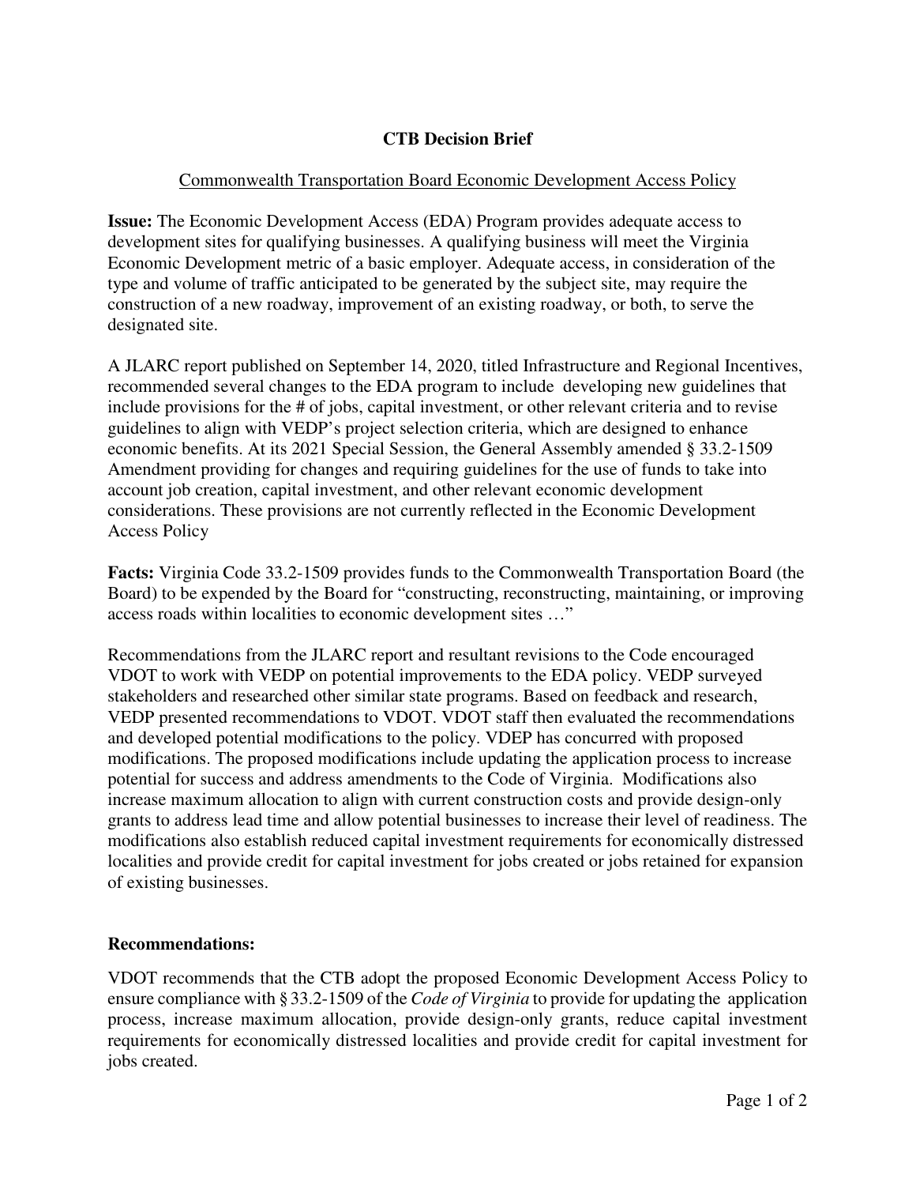**CTB Decision Brief**

Commonwealth Transportation Board Economic Development Access Policy

**Issue:** The Economic Development Access (EDA) Program provides adequate access to development sites for qualifying businesses. A qualifying business will meet the Virginia Economic Development metric of a basic employer. Adequate access, in consideration of the type and volume of traffic anticipated to be generated by the subject site, may require the construction of a new roadway, improvement of an existing roadway, or both, to serve the designated site.

A JLARC report published on September 14, 2020, titled Infrastructure and Regional Incentives, recommended several changes to the EDA program to include developing new guidelines that include provisions for the # of jobs, capital investment, or other relevant criteria and to revise guidelines to align with VEDP's project selection criteria, which are designed to enhance economic benefits. At its 2021 Special Session, the General Assembly amended § 33.2-1509 Amendment providing for changes and requiring guidelines for the use of funds to take into account job creation, capital investment, and other relevant economic development considerations. These provisions are not currently reflected in the Economic Development Access Policy

**Facts:** Virginia Code 33.2-1509 provides funds to the Commonwealth Transportation Board (the Board) to be expended by the Board for "constructing, reconstructing, maintaining, or improving access roads within localities to economic development sites …"

Recommendations from the JLARC report and resultant revisions to the Code encouraged VDOT to work with VEDP on potential improvements to the EDA policy. VEDP surveyed stakeholders and researched other similar state programs. Based on feedback and research, VEDP presented recommendations to VDOT. VDOT staff then evaluated the recommendations and developed potential modifications to the policy. VDEP has concurred with proposed modifications. The proposed modifications include updating the application process to increase potential for success and address amendments to the Code of Virginia. Modifications also increase maximum allocation to align with current construction costs and provide design-only grants to address lead time and allow potential businesses to increase their level of readiness. The modifications also establish reduced capital investment requirements for economically distressed localities and provide credit for capital investment for jobs created or jobs retained for expansion of existing businesses.

**Recommendations:**

VDOT recommends that the CTB adopt the proposed Economic Development Access Policy to ensure compliance with § 33.2-1509 of the *Code of Virginia* to provide for updating the application process, increase maximum allocation, provide design-only grants, reduce capital investment requirements for economically distressed localities and provide credit for capital investment for jobs created.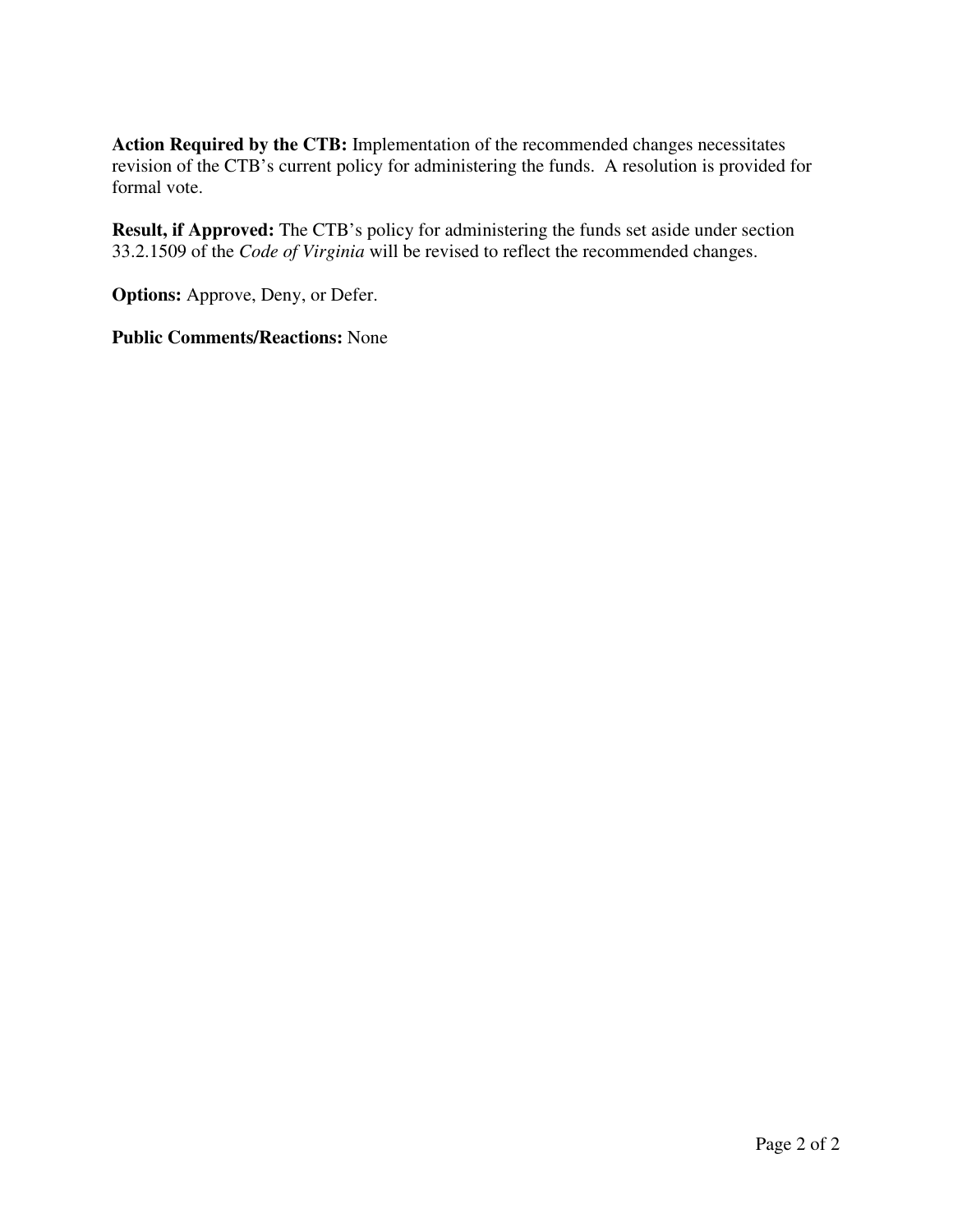**Action Required by the CTB:** Implementation of the recommended changes necessitates revision of the CTB's current policy for administering the funds. A resolution is provided for formal vote.

**Result, if Approved:** The CTB's policy for administering the funds set aside under section 33.2.1509 of the *Code of Virginia* will be revised to reflect the recommended changes.

**Options:** Approve, Deny, or Defer.

**Public Comments/Reactions:** None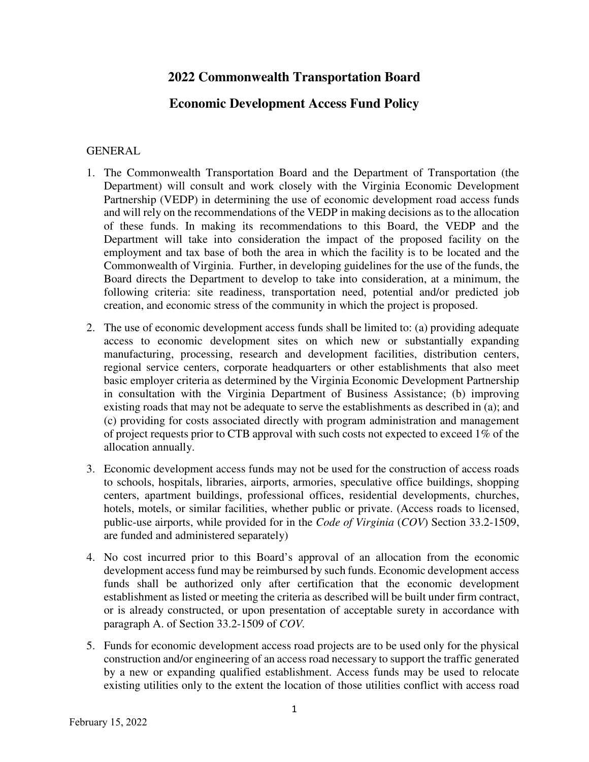# 2022 Commonwealth Transportation Board

# Economic Development Access Fund Policy

GENERAL

1. The Commonwealth Transportation Board and the Department of Transportation (the Department) will consult and work closely with the Virginia Economic Development Partnership (VEDP) in determining the use of economic development road access funds and will rely on the recommendations of the VEDP in making decisions as to the allocation of these funds. In making its recommendations to this Board, the VEDP and the Department will take into consideration the impact of the proposed facility on the employment and tax base of both the area in which the facility is to be located and the Commonwealth of Virginia. Further, in developing guidelines for the use of the funds, the Board directs the Department to develop to take into consideration, at a minimum, the following criteria: site readiness, transportation need, potential and/or predicted job creation, and economic stress of the community in which the project is proposed.

2. The use of economic development access funds shall be limited to: (a) providing adequate access to economic development sites on which new or substantially expanding manufacturing, processing, research and development facilities, distribution centers, regional service centers, corporate headquarters or other establishments that also meet basic employer criteria as determined by the Virginia Economic Development Partnership in consultation with the Virginia Department of Business Assistance; (b) improving existing roads that may not be adequate to serve the establishments as described in (a); and (c) providing for costs associated directly with program administration and management of project requests prior to CTB approval with such costs not expected to exceed 1% of the allocation annually.

3. Economic development access funds may not be used for the construction of access roads to schools, hospitals, libraries, airports, armories, speculative office buildings, shopping centers, apartment buildings, professional offices, residential developments, churches, hotels, motels, or similar facilities, whether public or private. (Access roads to licensed, public-use airports, while provided for in the *Code of Virginia* (*COV*) Section 33.2-1509, are funded and administered separately)

4. No cost incurred prior to this Board's approval of an allocation from the economic development access fund may be reimbursed by such funds. Economic development access funds shall be authorized only after certification that the economic development establishment as listed or meeting the criteria as described will be built under firm contract, or is already constructed, or upon presentation of acceptable surety in accordance with paragraph A. of Section 33.2-1509 of *COV*.

5. Funds for economic development access road projects are to be used only for the physical construction and/or engineering of an access road necessary to support the traffic generated by a new or expanding qualified establishment. Access funds may be used to relocate existing utilities only to the extent the location of those utilities conflict with access road

February 15, 2022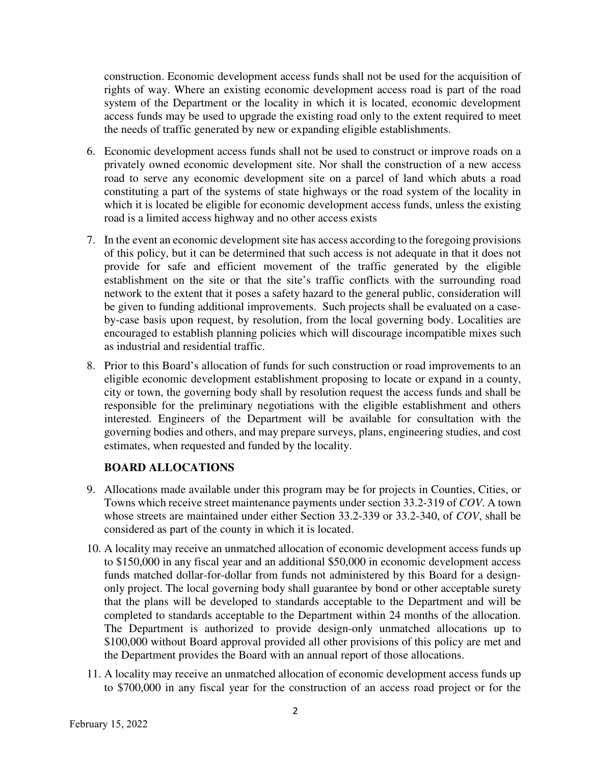construction. Economic development access funds shall not be used for the acquisition of rights of way. Where an existing economic development access road is part of the road system of the Department or the locality in which it is located, economic development access funds may be used to upgrade the existing road only to the extent required to meet the needs of traffic generated by new or expanding eligible establishments.

6. Economic development access funds shall not be used to construct or improve roads on a privately owned economic development site. Nor shall the construction of a new access road to serve any economic development site on a parcel of land which abuts a road constituting a part of the systems of state highways or the road system of the locality in which it is located be eligible for economic development access funds, unless the existing road is a limited access highway and no other access exists

7. In the event an economic development site has access according to the foregoing provisions of this policy, but it can be determined that such access is not adequate in that it does not provide for safe and efficient movement of the traffic generated by the eligible establishment on the site or that the site's traffic conflicts with the surrounding road network to the extent that it poses a safety hazard to the general public, consideration will be given to funding additional improvements. Such projects shall be evaluated on a case-by-case basis upon request, by resolution, from the local governing body. Localities are encouraged to establish planning policies which will discourage incompatible mixes such as industrial and residential traffic.

8. Prior to this Board's allocation of funds for such construction or road improvements to an eligible economic development establishment proposing to locate or expand in a county, city or town, the governing body shall by resolution request the access funds and shall be responsible for the preliminary negotiations with the eligible establishment and others interested. Engineers of the Department will be available for consultation with the governing bodies and others, and may prepare surveys, plans, engineering studies, and cost estimates, when requested and funded by the locality.

**BOARD ALLOCATIONS**

9. Allocations made available under this program may be for projects in Counties, Cities, or Towns which receive street maintenance payments under section 33.2-319 of *COV*. A town whose streets are maintained under either Section 33.2-339 or 33.2-340, of *COV*, shall be considered as part of the county in which it is located.

10. A locality may receive an unmatched allocation of economic development access funds up to $150,000 in any fiscal year and an additional $50,000 in economic development access funds matched dollar-for-dollar from funds not administered by this Board for a design-only project. The local governing body shall guarantee by bond or other acceptable surety that the plans will be developed to standards acceptable to the Department and will be completed to standards acceptable to the Department within 24 months of the allocation. The Department is authorized to provide design-only unmatched allocations up to $100,000 without Board approval provided all other provisions of this policy are met and the Department provides the Board with an annual report of those allocations.

11. A locality may receive an unmatched allocation of economic development access funds up to $700,000 in any fiscal year for the construction of an access road project or for the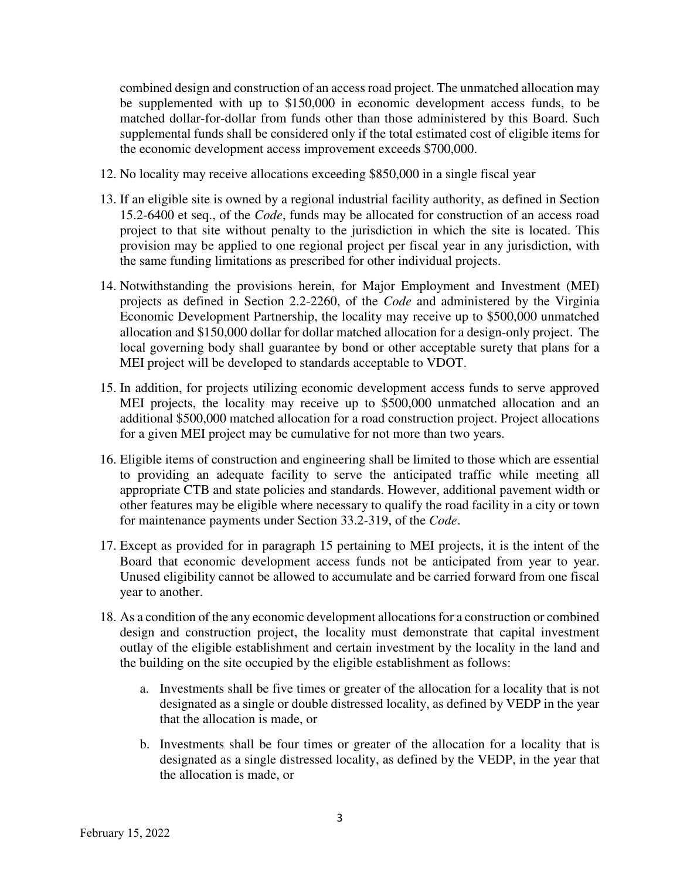combined design and construction of an access road project. The unmatched allocation may be supplemented with up to $150,000 in economic development access funds, to be matched dollar-for-dollar from funds other than those administered by this Board. Such supplemental funds shall be considered only if the total estimated cost of eligible items for the economic development access improvement exceeds $700,000.

12. No locality may receive allocations exceeding $850,000 in a single fiscal year

13. If an eligible site is owned by a regional industrial facility authority, as defined in Section 15.2-6400 et seq., of the *Code*, funds may be allocated for construction of an access road project to that site without penalty to the jurisdiction in which the site is located. This provision may be applied to one regional project per fiscal year in any jurisdiction, with the same funding limitations as prescribed for other individual projects.

14. Notwithstanding the provisions herein, for Major Employment and Investment (MEI) projects as defined in Section 2.2-2260, of the *Code* and administered by the Virginia Economic Development Partnership, the locality may receive up to $500,000 unmatched allocation and $150,000 dollar for dollar matched allocation for a design-only project. The local governing body shall guarantee by bond or other acceptable surety that plans for a MEI project will be developed to standards acceptable to VDOT.

15. In addition, for projects utilizing economic development access funds to serve approved MEI projects, the locality may receive up to $500,000 unmatched allocation and an additional $500,000 matched allocation for a road construction project. Project allocations for a given MEI project may be cumulative for not more than two years.

16. Eligible items of construction and engineering shall be limited to those which are essential to providing an adequate facility to serve the anticipated traffic while meeting all appropriate CTB and state policies and standards. However, additional pavement width or other features may be eligible where necessary to qualify the road facility in a city or town for maintenance payments under Section 33.2-319, of the *Code*.

17. Except as provided for in paragraph 15 pertaining to MEI projects, it is the intent of the Board that economic development access funds not be anticipated from year to year. Unused eligibility cannot be allowed to accumulate and be carried forward from one fiscal year to another.

18. As a condition of the any economic development allocations for a construction or combined design and construction project, the locality must demonstrate that capital investment outlay of the eligible establishment and certain investment by the locality in the land and the building on the site occupied by the eligible establishment as follows:

    a. Investments shall be five times or greater of the allocation for a locality that is not designated as a single or double distressed locality, as defined by VEDP in the year that the allocation is made, or

    b. Investments shall be four times or greater of the allocation for a locality that is designated as a single distressed locality, as defined by the VEDP, in the year that the allocation is made, or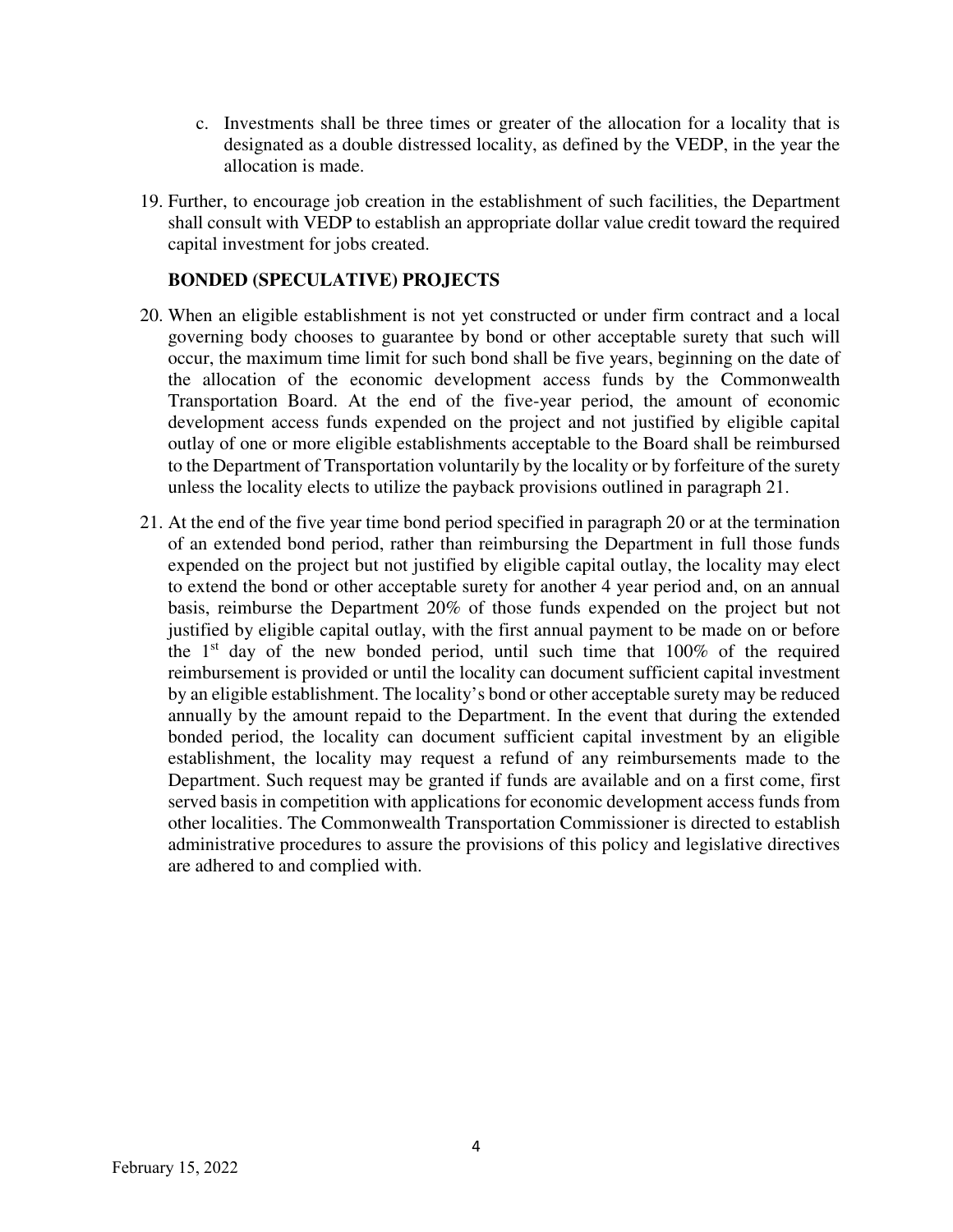c. Investments shall be three times or greater of the allocation for a locality that is designated as a double distressed locality, as defined by the VEDP, in the year the allocation is made.

19. Further, to encourage job creation in the establishment of such facilities, the Department shall consult with VEDP to establish an appropriate dollar value credit toward the required capital investment for jobs created.

**BONDED (SPECULATIVE) PROJECTS**

20. When an eligible establishment is not yet constructed or under firm contract and a local governing body chooses to guarantee by bond or other acceptable surety that such will occur, the maximum time limit for such bond shall be five years, beginning on the date of the allocation of the economic development access funds by the Commonwealth Transportation Board. At the end of the five-year period, the amount of economic development access funds expended on the project and not justified by eligible capital outlay of one or more eligible establishments acceptable to the Board shall be reimbursed to the Department of Transportation voluntarily by the locality or by forfeiture of the surety unless the locality elects to utilize the payback provisions outlined in paragraph 21.

21. At the end of the five year time bond period specified in paragraph 20 or at the termination of an extended bond period, rather than reimbursing the Department in full those funds expended on the project but not justified by eligible capital outlay, the locality may elect to extend the bond or other acceptable surety for another 4 year period and, on an annual basis, reimburse the Department 20% of those funds expended on the project but not justified by eligible capital outlay, with the first annual payment to be made on or before the 1st day of the new bonded period, until such time that 100% of the required reimbursement is provided or until the locality can document sufficient capital investment by an eligible establishment. The locality's bond or other acceptable surety may be reduced annually by the amount repaid to the Department. In the event that during the extended bonded period, the locality can document sufficient capital investment by an eligible establishment, the locality may request a refund of any reimbursements made to the Department. Such request may be granted if funds are available and on a first come, first served basis in competition with applications for economic development access funds from other localities. The Commonwealth Transportation Commissioner is directed to establish administrative procedures to assure the provisions of this policy and legislative directives are adhered to and complied with.